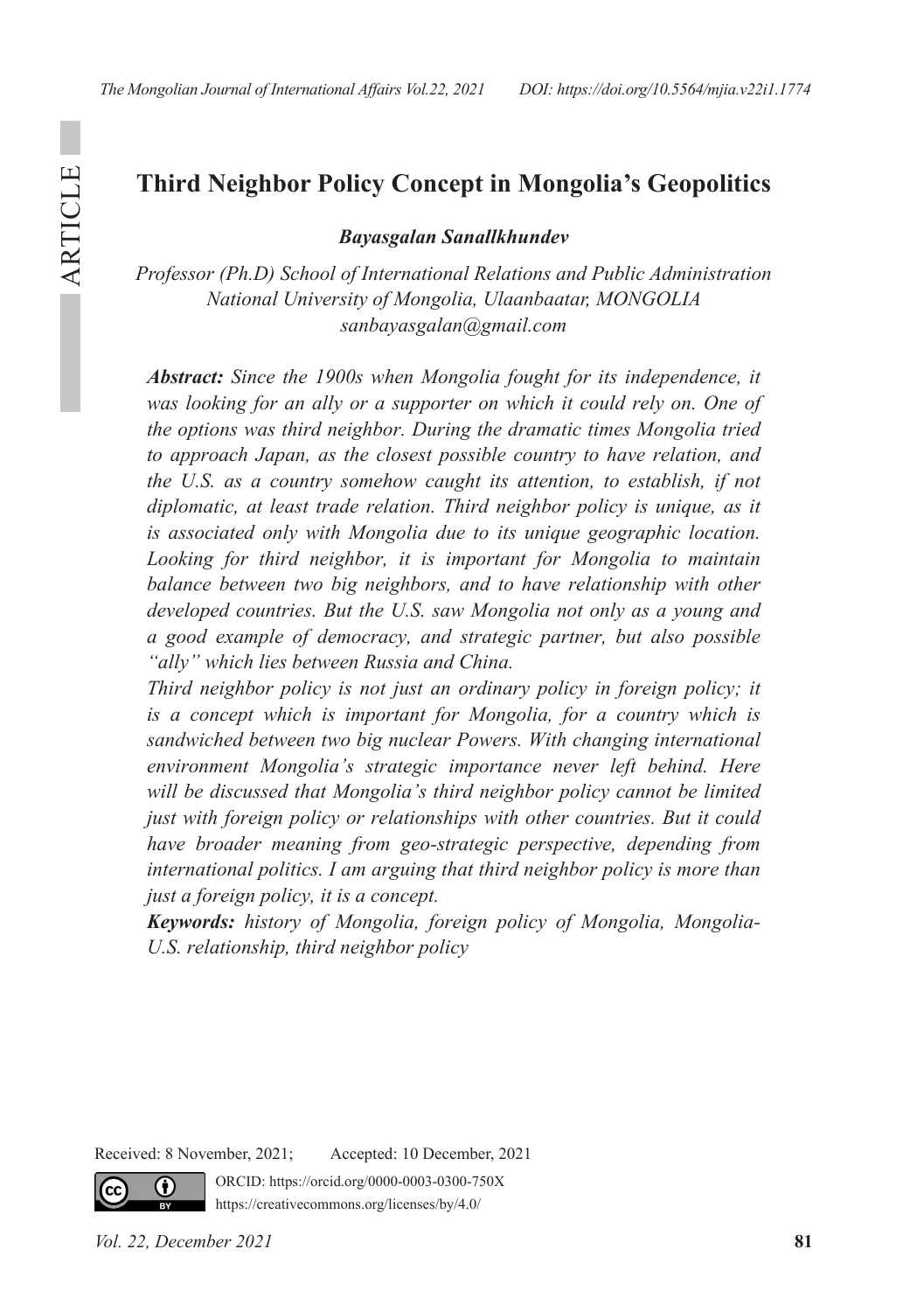# Third Neighbor Policy Concept in Mongolia's Geopolitics

***Bayasgalan Sanallkhundev***

*Professor (Ph.D) School of International Relations and Public Administration National University of Mongolia, Ulaanbaatar, MONGOLIA*
*sanbayasgalan@gmail.com*

***Abstract:*** *Since the 1900s when Mongolia fought for its independence, it was looking for an ally or a supporter on which it could rely on. One of the options was third neighbor. During the dramatic times Mongolia tried to approach Japan, as the closest possible country to have relation, and the U.S. as a country somehow caught its attention, to establish, if not diplomatic, at least trade relation. Third neighbor policy is unique, as it is associated only with Mongolia due to its unique geographic location. Looking for third neighbor, it is important for Mongolia to maintain balance between two big neighbors, and to have relationship with other developed countries. But the U.S. saw Mongolia not only as a young and a good example of democracy, and strategic partner, but also possible "ally" which lies between Russia and China.*

*Third neighbor policy is not just an ordinary policy in foreign policy; it is a concept which is important for Mongolia, for a country which is sandwiched between two big nuclear Powers. With changing international environment Mongolia's strategic importance never left behind. Here will be discussed that Mongolia's third neighbor policy cannot be limited just with foreign policy or relationships with other countries. But it could have broader meaning from geo-strategic perspective, depending from international politics. I am arguing that third neighbor policy is more than just a foreign policy, it is a concept.*

***Keywords:*** *history of Mongolia, foreign policy of Mongolia, Mongolia-U.S. relationship, third neighbor policy*

Received: 8 November, 2021; Accepted: 10 December, 2021

ORCID: https://orcid.org/0000-0003-0300-750X
https://creativecommons.org/licenses/by/4.0/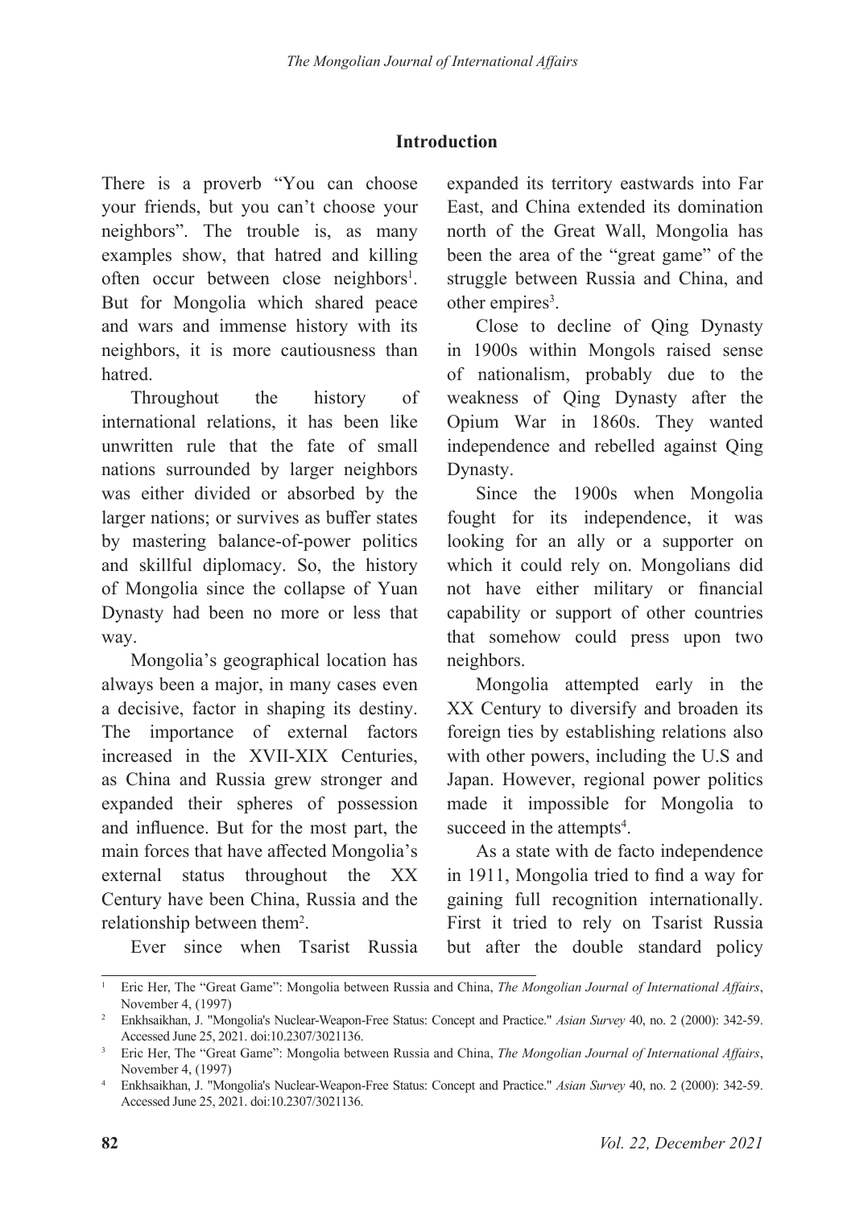## Introduction

There is a proverb "You can choose your friends, but you can't choose your neighbors". The trouble is, as many examples show, that hatred and killing often occur between close neighbors[1]. But for Mongolia which shared peace and wars and immense history with its neighbors, it is more cautiousness than hatred.

Throughout the history of international relations, it has been like unwritten rule that the fate of small nations surrounded by larger neighbors was either divided or absorbed by the larger nations; or survives as buffer states by mastering balance-of-power politics and skillful diplomacy. So, the history of Mongolia since the collapse of Yuan Dynasty had been no more or less that way.

Mongolia's geographical location has always been a major, in many cases even a decisive, factor in shaping its destiny. The importance of external factors increased in the XVII-XIX Centuries, as China and Russia grew stronger and expanded their spheres of possession and influence. But for the most part, the main forces that have affected Mongolia's external status throughout the XX Century have been China, Russia and the relationship between them[2].

Ever since when Tsarist Russia expanded its territory eastwards into Far East, and China extended its domination north of the Great Wall, Mongolia has been the area of the "great game" of the struggle between Russia and China, and other empires[3].

Close to decline of Qing Dynasty in 1900s within Mongols raised sense of nationalism, probably due to the weakness of Qing Dynasty after the Opium War in 1860s. They wanted independence and rebelled against Qing Dynasty.

Since the 1900s when Mongolia fought for its independence, it was looking for an ally or a supporter on which it could rely on. Mongolians did not have either military or financial capability or support of other countries that somehow could press upon two neighbors.

Mongolia attempted early in the XX Century to diversify and broaden its foreign ties by establishing relations also with other powers, including the U.S and Japan. However, regional power politics made it impossible for Mongolia to succeed in the attempts[4].

As a state with de facto independence in 1911, Mongolia tried to find a way for gaining full recognition internationally. First it tried to rely on Tsarist Russia but after the double standard policy

---

[1] Eric Her, The "Great Game": Mongolia between Russia and China, *The Mongolian Journal of International Affairs*, November 4, (1997)

[2] Enkhsaikhan, J. "Mongolia's Nuclear-Weapon-Free Status: Concept and Practice." *Asian Survey* 40, no. 2 (2000): 342-59. Accessed June 25, 2021. doi:10.2307/3021136.

[3] Eric Her, The "Great Game": Mongolia between Russia and China, *The Mongolian Journal of International Affairs*, November 4, (1997)

[4] Enkhsaikhan, J. "Mongolia's Nuclear-Weapon-Free Status: Concept and Practice." *Asian Survey* 40, no. 2 (2000): 342-59. Accessed June 25, 2021. doi:10.2307/3021136.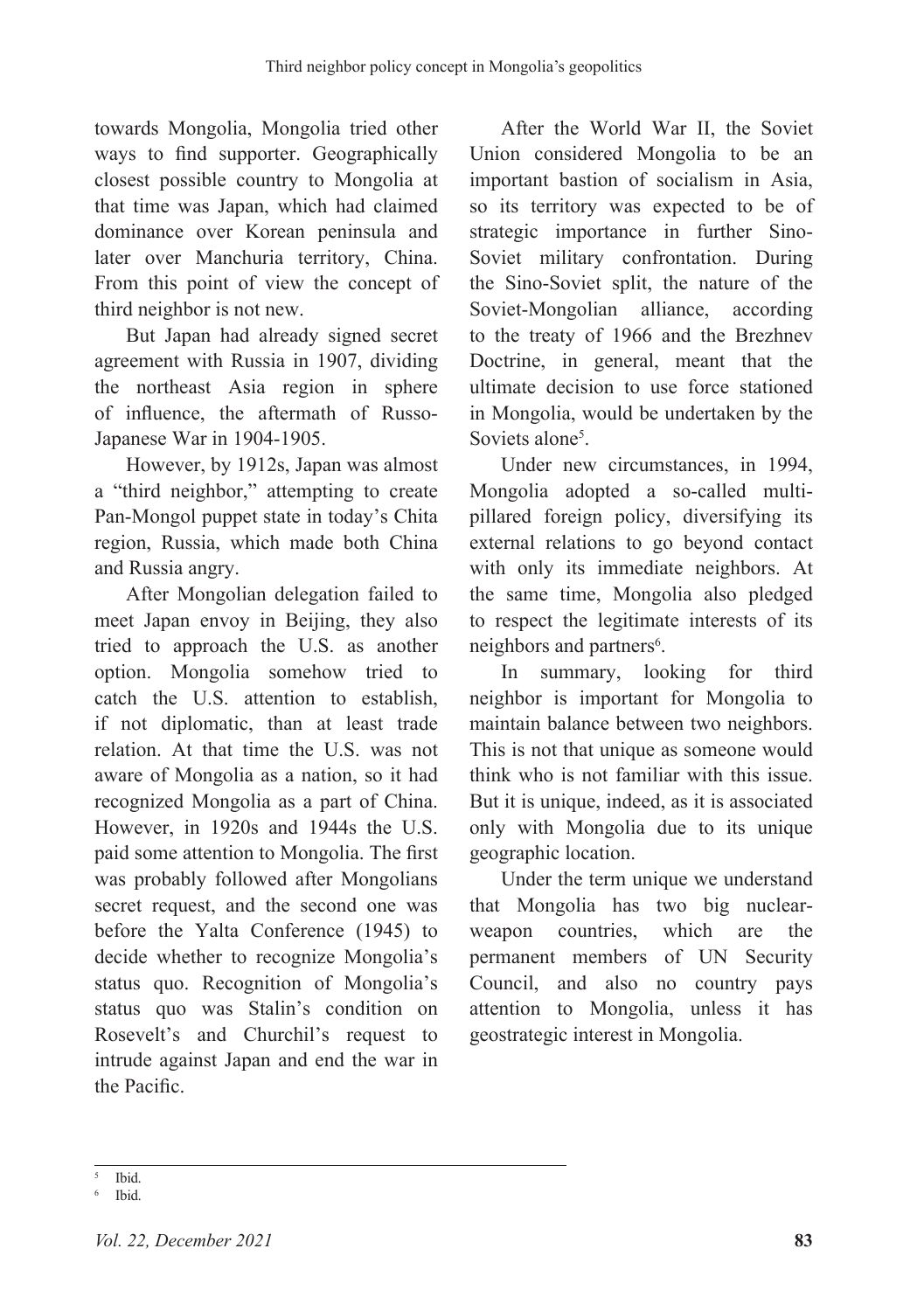towards Mongolia, Mongolia tried other ways to find supporter. Geographically closest possible country to Mongolia at that time was Japan, which had claimed dominance over Korean peninsula and later over Manchuria territory, China. From this point of view the concept of third neighbor is not new.

But Japan had already signed secret agreement with Russia in 1907, dividing the northeast Asia region in sphere of influence, the aftermath of Russo-Japanese War in 1904-1905.

However, by 1912s, Japan was almost a "third neighbor," attempting to create Pan-Mongol puppet state in today's Chita region, Russia, which made both China and Russia angry.

After Mongolian delegation failed to meet Japan envoy in Beijing, they also tried to approach the U.S. as another option. Mongolia somehow tried to catch the U.S. attention to establish, if not diplomatic, than at least trade relation. At that time the U.S. was not aware of Mongolia as a nation, so it had recognized Mongolia as a part of China. However, in 1920s and 1944s the U.S. paid some attention to Mongolia. The first was probably followed after Mongolians secret request, and the second one was before the Yalta Conference (1945) to decide whether to recognize Mongolia's status quo. Recognition of Mongolia's status quo was Stalin's condition on Rosevelt's and Churchil's request to intrude against Japan and end the war in the Pacific.

After the World War II, the Soviet Union considered Mongolia to be an important bastion of socialism in Asia, so its territory was expected to be of strategic importance in further Sino-Soviet military confrontation. During the Sino-Soviet split, the nature of the Soviet-Mongolian alliance, according to the treaty of 1966 and the Brezhnev Doctrine, in general, meant that the ultimate decision to use force stationed in Mongolia, would be undertaken by the Soviets alone[5].

Under new circumstances, in 1994, Mongolia adopted a so-called multi-pillared foreign policy, diversifying its external relations to go beyond contact with only its immediate neighbors. At the same time, Mongolia also pledged to respect the legitimate interests of its neighbors and partners[6].

In summary, looking for third neighbor is important for Mongolia to maintain balance between two neighbors. This is not that unique as someone would think who is not familiar with this issue. But it is unique, indeed, as it is associated only with Mongolia due to its unique geographic location.

Under the term unique we understand that Mongolia has two big nuclear-weapon countries, which are the permanent members of UN Security Council, and also no country pays attention to Mongolia, unless it has geostrategic interest in Mongolia.

---

[5] Ibid.

[6] Ibid.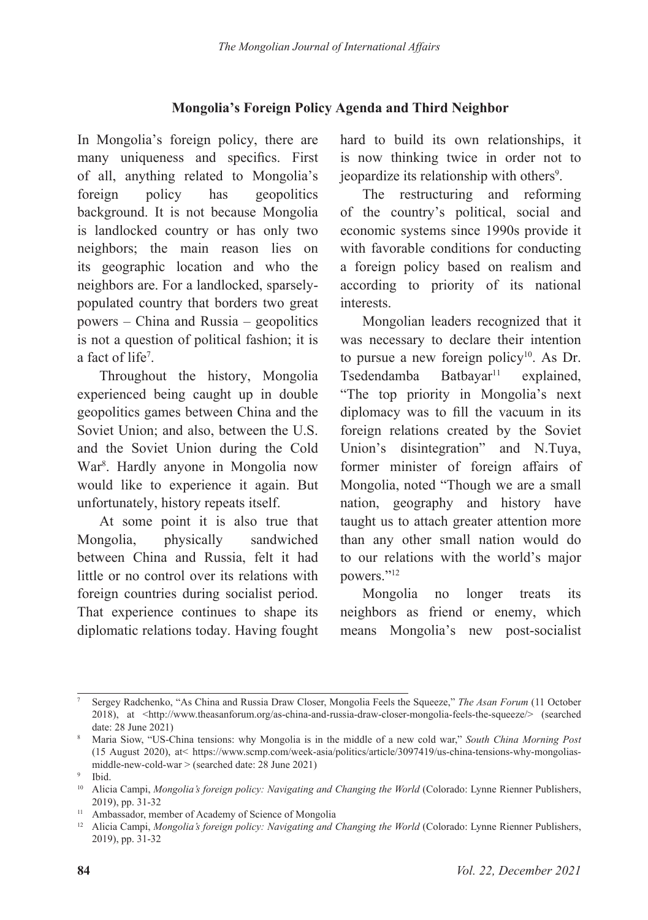### Mongolia's Foreign Policy Agenda and Third Neighbor

In Mongolia's foreign policy, there are many uniqueness and specifics. First of all, anything related to Mongolia's foreign policy has geopolitics background. It is not because Mongolia is landlocked country or has only two neighbors; the main reason lies on its geographic location and who the neighbors are. For a landlocked, sparsely-populated country that borders two great powers – China and Russia – geopolitics is not a question of political fashion; it is a fact of life[7].

Throughout the history, Mongolia experienced being caught up in double geopolitics games between China and the Soviet Union; and also, between the U.S. and the Soviet Union during the Cold War[8]. Hardly anyone in Mongolia now would like to experience it again. But unfortunately, history repeats itself.

At some point it is also true that Mongolia, physically sandwiched between China and Russia, felt it had little or no control over its relations with foreign countries during socialist period. That experience continues to shape its diplomatic relations today. Having fought hard to build its own relationships, it is now thinking twice in order not to jeopardize its relationship with others[9].

The restructuring and reforming of the country's political, social and economic systems since 1990s provide it with favorable conditions for conducting a foreign policy based on realism and according to priority of its national interests.

Mongolian leaders recognized that it was necessary to declare their intention to pursue a new foreign policy[10]. As Dr. Tsedendamba Batbayar[11] explained, "The top priority in Mongolia's next diplomacy was to fill the vacuum in its foreign relations created by the Soviet Union's disintegration" and N.Tuya, former minister of foreign affairs of Mongolia, noted "Though we are a small nation, geography and history have taught us to attach greater attention more than any other small nation would do to our relations with the world's major powers."[12]

Mongolia no longer treats its neighbors as friend or enemy, which means Mongolia's new post-socialist

---

[7] Sergey Radchenko, "As China and Russia Draw Closer, Mongolia Feels the Squeeze," *The Asan Forum* (11 October 2018), at <http://www.theasanforum.org/as-china-and-russia-draw-closer-mongolia-feels-the-squeeze/> (searched date: 28 June 2021)

[8] Maria Siow, "US-China tensions: why Mongolia is in the middle of a new cold war," *South China Morning Post* (15 August 2020), at< https://www.scmp.com/week-asia/politics/article/3097419/us-china-tensions-why-mongolias-middle-new-cold-war > (searched date: 28 June 2021)

[9] Ibid.

[10] Alicia Campi, *Mongolia's foreign policy: Navigating and Changing the World* (Colorado: Lynne Rienner Publishers, 2019), pp. 31-32

[11] Ambassador, member of Academy of Science of Mongolia

[12] Alicia Campi, *Mongolia's foreign policy: Navigating and Changing the World* (Colorado: Lynne Rienner Publishers, 2019), pp. 31-32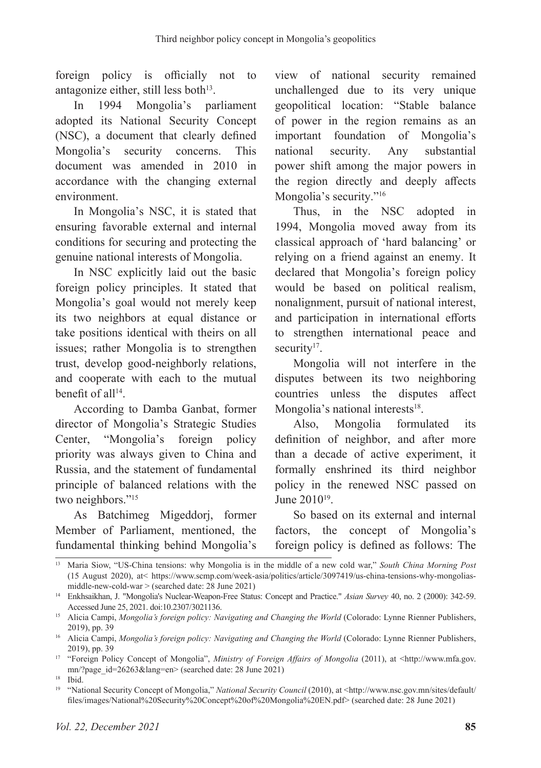foreign policy is officially not to antagonize either, still less both[13].

In 1994 Mongolia's parliament adopted its National Security Concept (NSC), a document that clearly defined Mongolia's security concerns. This document was amended in 2010 in accordance with the changing external environment.

In Mongolia's NSC, it is stated that ensuring favorable external and internal conditions for securing and protecting the genuine national interests of Mongolia.

In NSC explicitly laid out the basic foreign policy principles. It stated that Mongolia's goal would not merely keep its two neighbors at equal distance or take positions identical with theirs on all issues; rather Mongolia is to strengthen trust, develop good-neighborly relations, and cooperate with each to the mutual benefit of all[14].

According to Damba Ganbat, former director of Mongolia's Strategic Studies Center, "Mongolia's foreign policy priority was always given to China and Russia, and the statement of fundamental principle of balanced relations with the two neighbors."[15]

As Batchimeg Migeddorj, former Member of Parliament, mentioned, the fundamental thinking behind Mongolia's view of national security remained unchallenged due to its very unique geopolitical location: "Stable balance of power in the region remains as an important foundation of Mongolia's national security. Any substantial power shift among the major powers in the region directly and deeply affects Mongolia's security."[16]

Thus, in the NSC adopted in 1994, Mongolia moved away from its classical approach of 'hard balancing' or relying on a friend against an enemy. It declared that Mongolia's foreign policy would be based on political realism, nonalignment, pursuit of national interest, and participation in international efforts to strengthen international peace and security[17].

Mongolia will not interfere in the disputes between its two neighboring countries unless the disputes affect Mongolia's national interests[18].

Also, Mongolia formulated its definition of neighbor, and after more than a decade of active experiment, it formally enshrined its third neighbor policy in the renewed NSC passed on June 2010[19].

So based on its external and internal factors, the concept of Mongolia's foreign policy is defined as follows: The

---

[13] Maria Siow, "US-China tensions: why Mongolia is in the middle of a new cold war," *South China Morning Post* (15 August 2020), at< https://www.scmp.com/week-asia/politics/article/3097419/us-china-tensions-why-mongolias-middle-new-cold-war > (searched date: 28 June 2021)

[14] Enkhsaikhan, J. "Mongolia's Nuclear-Weapon-Free Status: Concept and Practice." *Asian Survey* 40, no. 2 (2000): 342-59. Accessed June 25, 2021. doi:10.2307/3021136.

[15] Alicia Campi, *Mongolia's foreign policy: Navigating and Changing the World* (Colorado: Lynne Rienner Publishers, 2019), pp. 39

[16] Alicia Campi, *Mongolia's foreign policy: Navigating and Changing the World* (Colorado: Lynne Rienner Publishers, 2019), pp. 39

[17] "Foreign Policy Concept of Mongolia", *Ministry of Foreign Affairs of Mongolia* (2011), at <http://www.mfa.gov.mn/?page_id=26263&lang=en> (searched date: 28 June 2021)

[18] Ibid.

[19] "National Security Concept of Mongolia," *National Security Council* (2010), at <http://www.nsc.gov.mn/sites/default/files/images/National%20Security%20Concept%20of%20Mongolia%20EN.pdf> (searched date: 28 June 2021)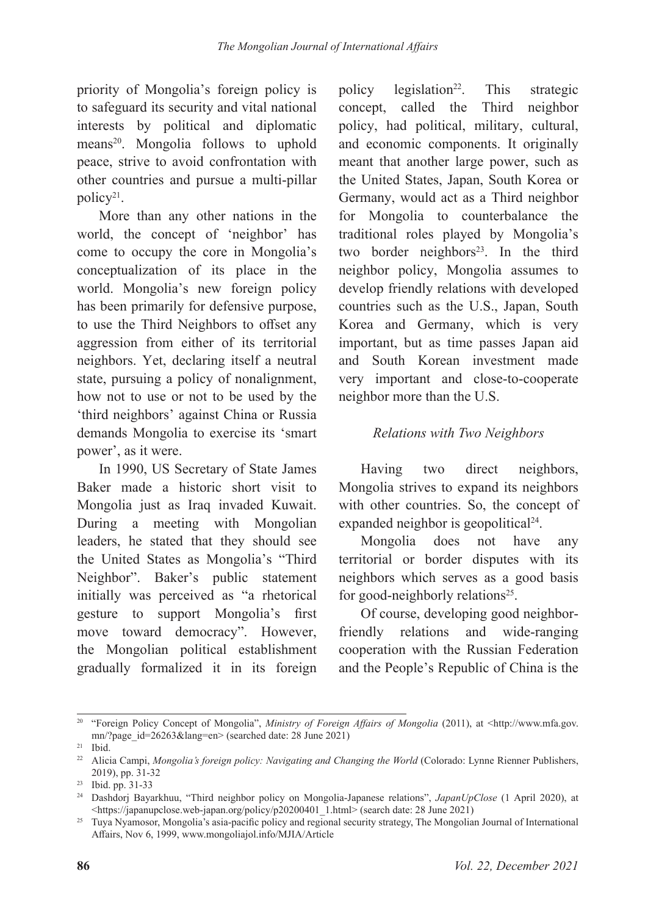priority of Mongolia's foreign policy is to safeguard its security and vital national interests by political and diplomatic means[20]. Mongolia follows to uphold peace, strive to avoid confrontation with other countries and pursue a multi-pillar policy[21].

More than any other nations in the world, the concept of 'neighbor' has come to occupy the core in Mongolia's conceptualization of its place in the world. Mongolia's new foreign policy has been primarily for defensive purpose, to use the Third Neighbors to offset any aggression from either of its territorial neighbors. Yet, declaring itself a neutral state, pursuing a policy of nonalignment, how not to use or not to be used by the 'third neighbors' against China or Russia demands Mongolia to exercise its 'smart power', as it were.

In 1990, US Secretary of State James Baker made a historic short visit to Mongolia just as Iraq invaded Kuwait. During a meeting with Mongolian leaders, he stated that they should see the United States as Mongolia's "Third Neighbor". Baker's public statement initially was perceived as "a rhetorical gesture to support Mongolia's first move toward democracy". However, the Mongolian political establishment gradually formalized it in its foreign policy legislation[22]. This strategic concept, called the Third neighbor policy, had political, military, cultural, and economic components. It originally meant that another large power, such as the United States, Japan, South Korea or Germany, would act as a Third neighbor for Mongolia to counterbalance the traditional roles played by Mongolia's two border neighbors[23]. In the third neighbor policy, Mongolia assumes to develop friendly relations with developed countries such as the U.S., Japan, South Korea and Germany, which is very important, but as time passes Japan aid and South Korean investment made very important and close-to-cooperate neighbor more than the U.S.

### *Relations with Two Neighbors*

Having two direct neighbors, Mongolia strives to expand its neighbors with other countries. So, the concept of expanded neighbor is geopolitical[24].

Mongolia does not have any territorial or border disputes with its neighbors which serves as a good basis for good-neighborly relations[25].

Of course, developing good neighbor-friendly relations and wide-ranging cooperation with the Russian Federation and the People's Republic of China is the

---

[20] "Foreign Policy Concept of Mongolia", *Ministry of Foreign Affairs of Mongolia* (2011), at <http://www.mfa.gov.mn/?page_id=26263&lang=en> (searched date: 28 June 2021)

[21] Ibid.

[22] Alicia Campi, *Mongolia's foreign policy: Navigating and Changing the World* (Colorado: Lynne Rienner Publishers, 2019), pp. 31-32

[23] Ibid. pp. 31-33

[24] Dashdorj Bayarkhuu, "Third neighbor policy on Mongolia-Japanese relations", *JapanUpClose* (1 April 2020), at <https://japanupclose.web-japan.org/policy/p20200401_1.html> (search date: 28 June 2021)

[25] Tuya Nyamosor, Mongolia's asia-pacific policy and regional security strategy, The Mongolian Journal of International Affairs, Nov 6, 1999, www.mongoliajol.info/MJIA/Article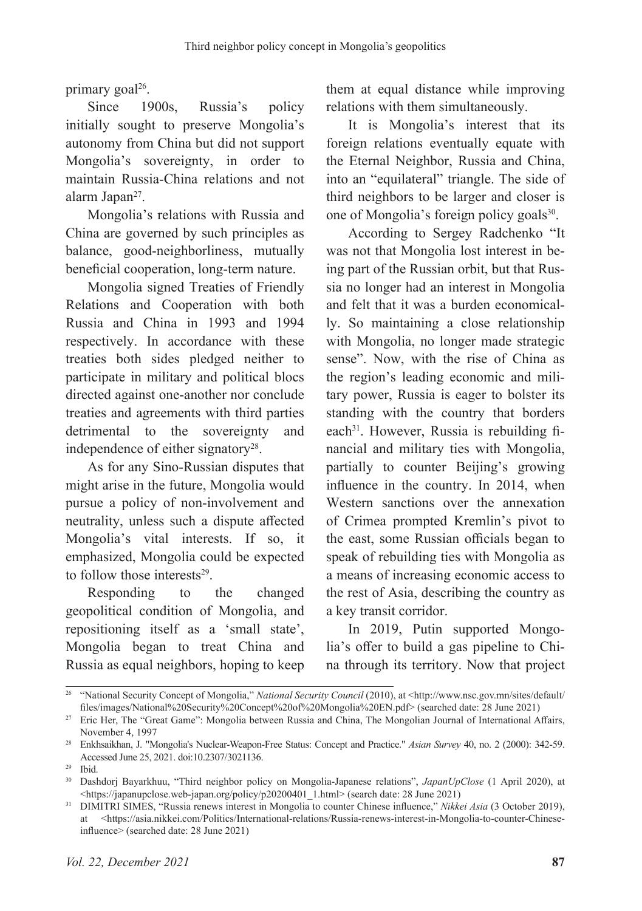primary goal[26].

Since 1900s, Russia's policy initially sought to preserve Mongolia's autonomy from China but did not support Mongolia's sovereignty, in order to maintain Russia-China relations and not alarm Japan[27].

Mongolia's relations with Russia and China are governed by such principles as balance, good-neighborliness, mutually beneficial cooperation, long-term nature.

Mongolia signed Treaties of Friendly Relations and Cooperation with both Russia and China in 1993 and 1994 respectively. In accordance with these treaties both sides pledged neither to participate in military and political blocs directed against one-another nor conclude treaties and agreements with third parties detrimental to the sovereignty and independence of either signatory[28].

As for any Sino-Russian disputes that might arise in the future, Mongolia would pursue a policy of non-involvement and neutrality, unless such a dispute affected Mongolia's vital interests. If so, it emphasized, Mongolia could be expected to follow those interests[29].

Responding to the changed geopolitical condition of Mongolia, and repositioning itself as a 'small state', Mongolia began to treat China and Russia as equal neighbors, hoping to keep them at equal distance while improving relations with them simultaneously.

It is Mongolia's interest that its foreign relations eventually equate with the Eternal Neighbor, Russia and China, into an "equilateral" triangle. The side of third neighbors to be larger and closer is one of Mongolia's foreign policy goals[30].

According to Sergey Radchenko "It was not that Mongolia lost interest in being part of the Russian orbit, but that Russia no longer had an interest in Mongolia and felt that it was a burden economically. So maintaining a close relationship with Mongolia, no longer made strategic sense". Now, with the rise of China as the region's leading economic and military power, Russia is eager to bolster its standing with the country that borders each[31]. However, Russia is rebuilding financial and military ties with Mongolia, partially to counter Beijing's growing influence in the country. In 2014, when Western sanctions over the annexation of Crimea prompted Kremlin's pivot to the east, some Russian officials began to speak of rebuilding ties with Mongolia as a means of increasing economic access to the rest of Asia, describing the country as a key transit corridor.

In 2019, Putin supported Mongolia's offer to build a gas pipeline to China through its territory. Now that project

---

[26] "National Security Concept of Mongolia," *National Security Council* (2010), at <http://www.nsc.gov.mn/sites/default/files/images/National%20Security%20Concept%20of%20Mongolia%20EN.pdf> (searched date: 28 June 2021)

[27] Eric Her, The "Great Game": Mongolia between Russia and China, The Mongolian Journal of International Affairs, November 4, 1997

[28] Enkhsaikhan, J. "Mongolia's Nuclear-Weapon-Free Status: Concept and Practice." *Asian Survey* 40, no. 2 (2000): 342-59. Accessed June 25, 2021. doi:10.2307/3021136.

[29] Ibid.

[30] Dashdorj Bayarkhuu, "Third neighbor policy on Mongolia-Japanese relations", *JapanUpClose* (1 April 2020), at <https://japanupclose.web-japan.org/policy/p20200401_1.html> (search date: 28 June 2021)

[31] DIMITRI SIMES, "Russia renews interest in Mongolia to counter Chinese influence," *Nikkei Asia* (3 October 2019), at <https://asia.nikkei.com/Politics/International-relations/Russia-renews-interest-in-Mongolia-to-counter-Chinese-influence> (searched date: 28 June 2021)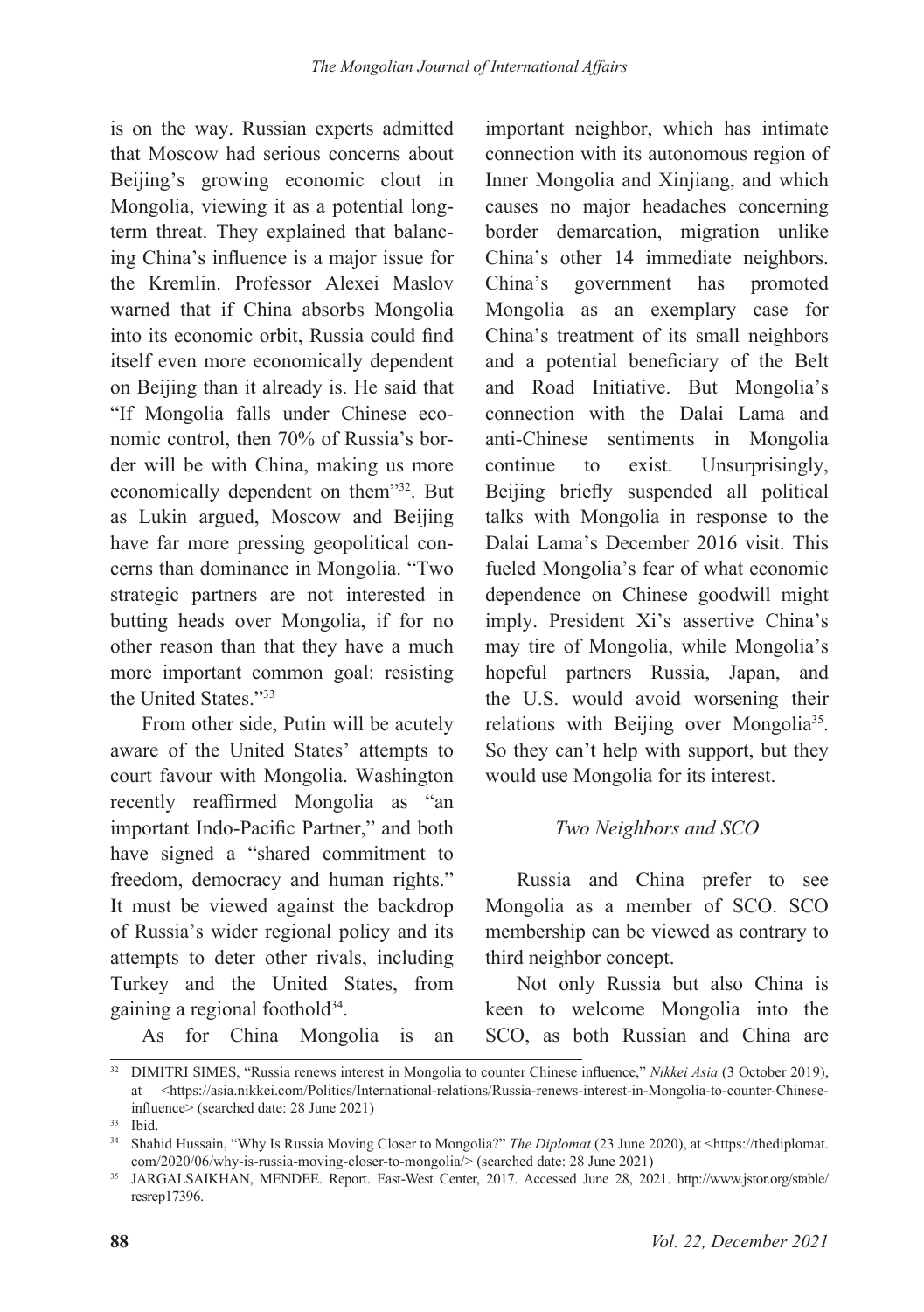is on the way. Russian experts admitted that Moscow had serious concerns about Beijing's growing economic clout in Mongolia, viewing it as a potential long-term threat. They explained that balancing China's influence is a major issue for the Kremlin. Professor Alexei Maslov warned that if China absorbs Mongolia into its economic orbit, Russia could find itself even more economically dependent on Beijing than it already is. He said that "If Mongolia falls under Chinese economic control, then 70% of Russia's border will be with China, making us more economically dependent on them"[32]. But as Lukin argued, Moscow and Beijing have far more pressing geopolitical concerns than dominance in Mongolia. "Two strategic partners are not interested in butting heads over Mongolia, if for no other reason than that they have a much more important common goal: resisting the United States."[33]

From other side, Putin will be acutely aware of the United States' attempts to court favour with Mongolia. Washington recently reaffirmed Mongolia as "an important Indo-Pacific Partner," and both have signed a "shared commitment to freedom, democracy and human rights." It must be viewed against the backdrop of Russia's wider regional policy and its attempts to deter other rivals, including Turkey and the United States, from gaining a regional foothold[34].

As for China Mongolia is an important neighbor, which has intimate connection with its autonomous region of Inner Mongolia and Xinjiang, and which causes no major headaches concerning border demarcation, migration unlike China's other 14 immediate neighbors. China's government has promoted Mongolia as an exemplary case for China's treatment of its small neighbors and a potential beneficiary of the Belt and Road Initiative. But Mongolia's connection with the Dalai Lama and anti-Chinese sentiments in Mongolia continue to exist. Unsurprisingly, Beijing briefly suspended all political talks with Mongolia in response to the Dalai Lama's December 2016 visit. This fueled Mongolia's fear of what economic dependence on Chinese goodwill might imply. President Xi's assertive China's may tire of Mongolia, while Mongolia's hopeful partners Russia, Japan, and the U.S. would avoid worsening their relations with Beijing over Mongolia[35]. So they can't help with support, but they would use Mongolia for its interest.

### *Two Neighbors and SCO*

Russia and China prefer to see Mongolia as a member of SCO. SCO membership can be viewed as contrary to third neighbor concept.

Not only Russia but also China is keen to welcome Mongolia into the SCO, as both Russian and China are

---

[32] DIMITRI SIMES, "Russia renews interest in Mongolia to counter Chinese influence," *Nikkei Asia* (3 October 2019), at <https://asia.nikkei.com/Politics/International-relations/Russia-renews-interest-in-Mongolia-to-counter-Chinese-influence> (searched date: 28 June 2021)

[33] Ibid.

[34] Shahid Hussain, "Why Is Russia Moving Closer to Mongolia?" *The Diplomat* (23 June 2020), at <https://thediplomat.com/2020/06/why-is-russia-moving-closer-to-mongolia/> (searched date: 28 June 2021)

[35] JARGALSAIKHAN, MENDEE. Report. East-West Center, 2017. Accessed June 28, 2021. http://www.jstor.org/stable/resrep17396.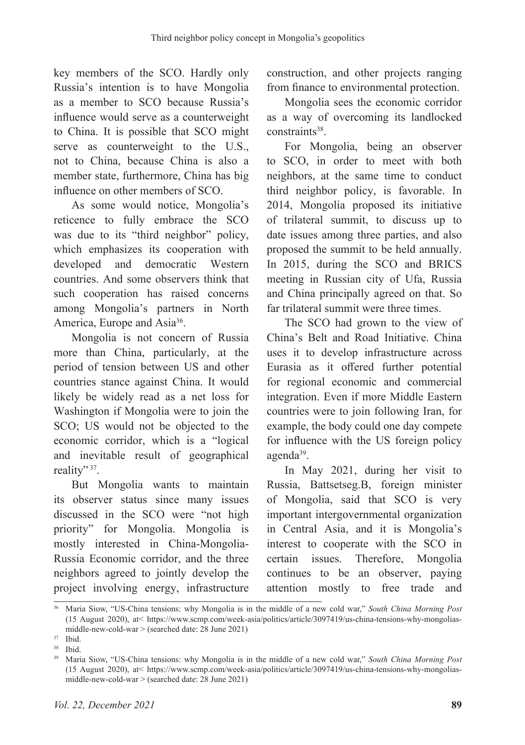key members of the SCO. Hardly only Russia's intention is to have Mongolia as a member to SCO because Russia's influence would serve as a counterweight to China. It is possible that SCO might serve as counterweight to the U.S., not to China, because China is also a member state, furthermore, China has big influence on other members of SCO.

As some would notice, Mongolia's reticence to fully embrace the SCO was due to its "third neighbor" policy, which emphasizes its cooperation with developed and democratic Western countries. And some observers think that such cooperation has raised concerns among Mongolia's partners in North America, Europe and Asia[36].

Mongolia is not concern of Russia more than China, particularly, at the period of tension between US and other countries stance against China. It would likely be widely read as a net loss for Washington if Mongolia were to join the SCO; US would not be objected to the economic corridor, which is a "logical and inevitable result of geographical reality"[37].

But Mongolia wants to maintain its observer status since many issues discussed in the SCO were "not high priority" for Mongolia. Mongolia is mostly interested in China-Mongolia-Russia Economic corridor, and the three neighbors agreed to jointly develop the project involving energy, infrastructure construction, and other projects ranging from finance to environmental protection.

Mongolia sees the economic corridor as a way of overcoming its landlocked constraints[38].

For Mongolia, being an observer to SCO, in order to meet with both neighbors, at the same time to conduct third neighbor policy, is favorable. In 2014, Mongolia proposed its initiative of trilateral summit, to discuss up to date issues among three parties, and also proposed the summit to be held annually. In 2015, during the SCO and BRICS meeting in Russian city of Ufa, Russia and China principally agreed on that. So far trilateral summit were three times.

The SCO had grown to the view of China's Belt and Road Initiative. China uses it to develop infrastructure across Eurasia as it offered further potential for regional economic and commercial integration. Even if more Middle Eastern countries were to join following Iran, for example, the body could one day compete for influence with the US foreign policy agenda[39].

In May 2021, during her visit to Russia, Battsetseg.B, foreign minister of Mongolia, said that SCO is very important intergovernmental organization in Central Asia, and it is Mongolia's interest to cooperate with the SCO in certain issues. Therefore, Mongolia continues to be an observer, paying attention mostly to free trade and

---

[36] Maria Siow, "US-China tensions: why Mongolia is in the middle of a new cold war," *South China Morning Post* (15 August 2020), at< https://www.scmp.com/week-asia/politics/article/3097419/us-china-tensions-why-mongolias-middle-new-cold-war > (searched date: 28 June 2021)

[37] Ibid.

[38] Ibid.

[39] Maria Siow, "US-China tensions: why Mongolia is in the middle of a new cold war," *South China Morning Post* (15 August 2020), at< https://www.scmp.com/week-asia/politics/article/3097419/us-china-tensions-why-mongolias-middle-new-cold-war > (searched date: 28 June 2021)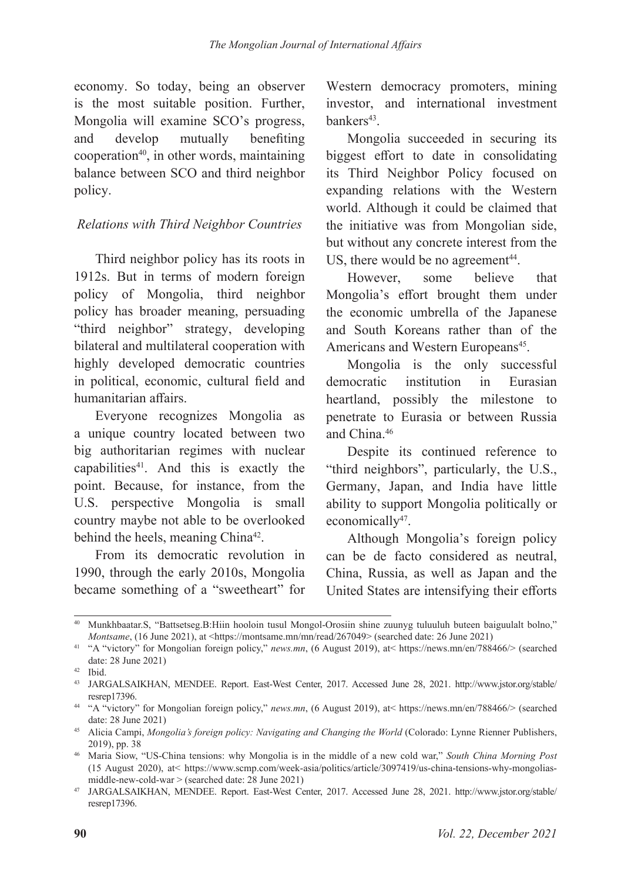economy. So today, being an observer is the most suitable position. Further, Mongolia will examine SCO's progress, and develop mutually benefiting cooperation[40], in other words, maintaining balance between SCO and third neighbor policy.

### *Relations with Third Neighbor Countries*

Third neighbor policy has its roots in 1912s. But in terms of modern foreign policy of Mongolia, third neighbor policy has broader meaning, persuading "third neighbor" strategy, developing bilateral and multilateral cooperation with highly developed democratic countries in political, economic, cultural field and humanitarian affairs.

Everyone recognizes Mongolia as a unique country located between two big authoritarian regimes with nuclear capabilities[41]. And this is exactly the point. Because, for instance, from the U.S. perspective Mongolia is small country maybe not able to be overlooked behind the heels, meaning China[42].

From its democratic revolution in 1990, through the early 2010s, Mongolia became something of a "sweetheart" for Western democracy promoters, mining investor, and international investment bankers[43].

Mongolia succeeded in securing its biggest effort to date in consolidating its Third Neighbor Policy focused on expanding relations with the Western world. Although it could be claimed that the initiative was from Mongolian side, but without any concrete interest from the US, there would be no agreement[44].

However, some believe that Mongolia's effort brought them under the economic umbrella of the Japanese and South Koreans rather than of the Americans and Western Europeans[45].

Mongolia is the only successful democratic institution in Eurasian heartland, possibly the milestone to penetrate to Eurasia or between Russia and China.[46]

Despite its continued reference to "third neighbors", particularly, the U.S., Germany, Japan, and India have little ability to support Mongolia politically or economically[47].

Although Mongolia's foreign policy can be de facto considered as neutral, China, Russia, as well as Japan and the United States are intensifying their efforts

---

[40] Munkhbaatar.S, "Battsetseg.B:Hiin hooloin tusul Mongol-Orosiin shine zuunyg tuluuluh buteen baiguulalt bolno," *Montsame*, (16 June 2021), at <https://montsame.mn/mn/read/267049> (searched date: 26 June 2021)

[41] "A "victory" for Mongolian foreign policy," *news.mn*, (6 August 2019), at< https://news.mn/en/788466/> (searched date: 28 June 2021)

[42] Ibid.

[43] JARGALSAIKHAN, MENDEE. Report. East-West Center, 2017. Accessed June 28, 2021. http://www.jstor.org/stable/resrep17396.

[44] "A "victory" for Mongolian foreign policy," *news.mn*, (6 August 2019), at< https://news.mn/en/788466/> (searched date: 28 June 2021)

[45] Alicia Campi, *Mongolia's foreign policy: Navigating and Changing the World* (Colorado: Lynne Rienner Publishers, 2019), pp. 38

[46] Maria Siow, "US-China tensions: why Mongolia is in the middle of a new cold war," *South China Morning Post* (15 August 2020), at< https://www.scmp.com/week-asia/politics/article/3097419/us-china-tensions-why-mongolias-middle-new-cold-war > (searched date: 28 June 2021)

[47] JARGALSAIKHAN, MENDEE. Report. East-West Center, 2017. Accessed June 28, 2021. http://www.jstor.org/stable/resrep17396.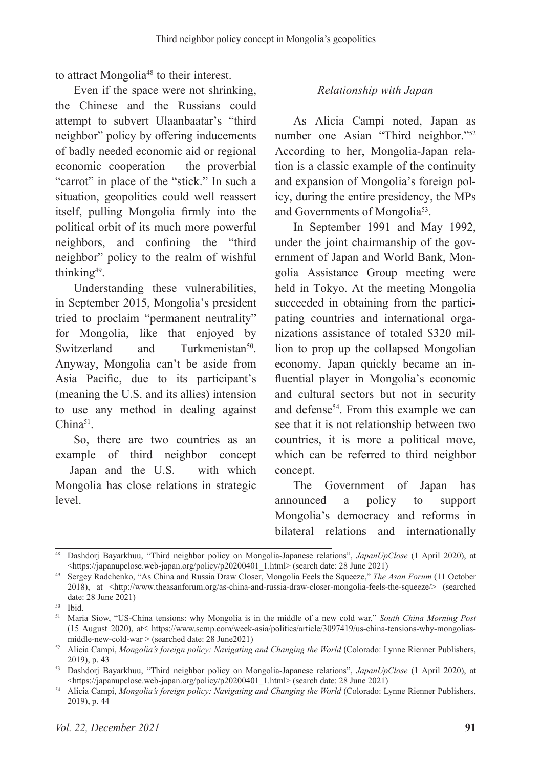to attract Mongolia[48] to their interest.

Even if the space were not shrinking, the Chinese and the Russians could attempt to subvert Ulaanbaatar's "third neighbor" policy by offering inducements of badly needed economic aid or regional economic cooperation – the proverbial "carrot" in place of the "stick." In such a situation, geopolitics could well reassert itself, pulling Mongolia firmly into the political orbit of its much more powerful neighbors, and confining the "third neighbor" policy to the realm of wishful thinking[49].

Understanding these vulnerabilities, in September 2015, Mongolia's president tried to proclaim "permanent neutrality" for Mongolia, like that enjoyed by Switzerland and Turkmenistan[50]. Anyway, Mongolia can't be aside from Asia Pacific, due to its participant's (meaning the U.S. and its allies) intension to use any method in dealing against China[51].

So, there are two countries as an example of third neighbor concept – Japan and the U.S. – with which Mongolia has close relations in strategic level.

### *Relationship with Japan*

As Alicia Campi noted, Japan as number one Asian "Third neighbor."[52] According to her, Mongolia-Japan relation is a classic example of the continuity and expansion of Mongolia's foreign policy, during the entire presidency, the MPs and Governments of Mongolia[53].

In September 1991 and May 1992, under the joint chairmanship of the government of Japan and World Bank, Mongolia Assistance Group meeting were held in Tokyo. At the meeting Mongolia succeeded in obtaining from the participating countries and international organizations assistance of totaled \$320 million to prop up the collapsed Mongolian economy. Japan quickly became an influential player in Mongolia's economic and cultural sectors but not in security and defense[54]. From this example we can see that it is not relationship between two countries, it is more a political move, which can be referred to third neighbor concept.

The Government of Japan has announced a policy to support Mongolia's democracy and reforms in bilateral relations and internationally

---

[48] Dashdorj Bayarkhuu, "Third neighbor policy on Mongolia-Japanese relations", *JapanUpClose* (1 April 2020), at <https://japanupclose.web-japan.org/policy/p20200401_1.html> (search date: 28 June 2021)

[49] Sergey Radchenko, "As China and Russia Draw Closer, Mongolia Feels the Squeeze," *The Asan Forum* (11 October 2018), at <http://www.theasanforum.org/as-china-and-russia-draw-closer-mongolia-feels-the-squeeze/> (searched date: 28 June 2021)

[50] Ibid.

[51] Maria Siow, "US-China tensions: why Mongolia is in the middle of a new cold war," *South China Morning Post* (15 August 2020), at< https://www.scmp.com/week-asia/politics/article/3097419/us-china-tensions-why-mongolias-middle-new-cold-war > (searched date: 28 June2021)

[52] Alicia Campi, *Mongolia's foreign policy: Navigating and Changing the World* (Colorado: Lynne Rienner Publishers, 2019), p. 43

[53] Dashdorj Bayarkhuu, "Third neighbor policy on Mongolia-Japanese relations", *JapanUpClose* (1 April 2020), at <https://japanupclose.web-japan.org/policy/p20200401_1.html> (search date: 28 June 2021)

[54] Alicia Campi, *Mongolia's foreign policy: Navigating and Changing the World* (Colorado: Lynne Rienner Publishers, 2019), p. 44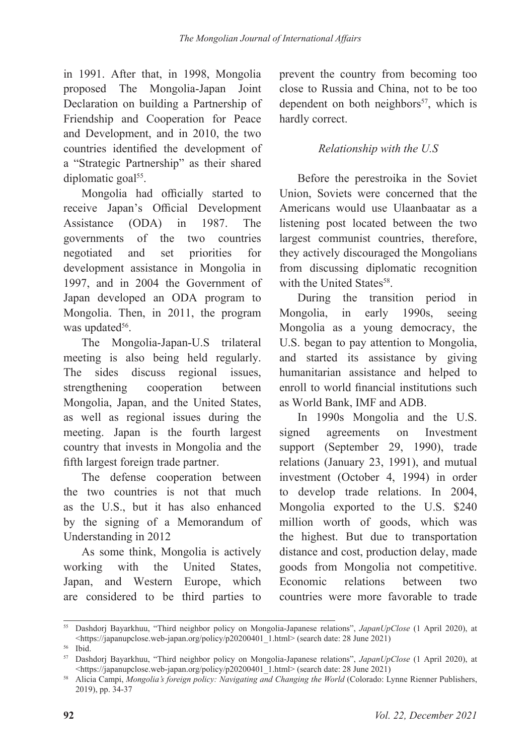in 1991. After that, in 1998, Mongolia proposed The Mongolia-Japan Joint Declaration on building a Partnership of Friendship and Cooperation for Peace and Development, and in 2010, the two countries identified the development of a "Strategic Partnership" as their shared diplomatic goal[55].

Mongolia had officially started to receive Japan's Official Development Assistance (ODA) in 1987. The governments of the two countries negotiated and set priorities for development assistance in Mongolia in 1997, and in 2004 the Government of Japan developed an ODA program to Mongolia. Then, in 2011, the program was updated[56].

The Mongolia-Japan-U.S trilateral meeting is also being held regularly. The sides discuss regional issues, strengthening cooperation between Mongolia, Japan, and the United States, as well as regional issues during the meeting. Japan is the fourth largest country that invests in Mongolia and the fifth largest foreign trade partner.

The defense cooperation between the two countries is not that much as the U.S., but it has also enhanced by the signing of a Memorandum of Understanding in 2012

As some think, Mongolia is actively working with the United States, Japan, and Western Europe, which are considered to be third parties to prevent the country from becoming too close to Russia and China, not to be too dependent on both neighbors[57], which is hardly correct.

### *Relationship with the U.S*

Before the perestroika in the Soviet Union, Soviets were concerned that the Americans would use Ulaanbaatar as a listening post located between the two largest communist countries, therefore, they actively discouraged the Mongolians from discussing diplomatic recognition with the United States[58].

During the transition period in Mongolia, in early 1990s, seeing Mongolia as a young democracy, the U.S. began to pay attention to Mongolia, and started its assistance by giving humanitarian assistance and helped to enroll to world financial institutions such as World Bank, IMF and ADB.

In 1990s Mongolia and the U.S. signed agreements on Investment support (September 29, 1990), trade relations (January 23, 1991), and mutual investment (October 4, 1994) in order to develop trade relations. In 2004, Mongolia exported to the U.S. $240 million worth of goods, which was the highest. But due to transportation distance and cost, production delay, made goods from Mongolia not competitive. Economic relations between two countries were more favorable to trade

---

[55] Dashdorj Bayarkhuu, "Third neighbor policy on Mongolia-Japanese relations", *JapanUpClose* (1 April 2020), at <https://japanupclose.web-japan.org/policy/p20200401_1.html> (search date: 28 June 2021)

[56] Ibid.

[57] Dashdorj Bayarkhuu, "Third neighbor policy on Mongolia-Japanese relations", *JapanUpClose* (1 April 2020), at <https://japanupclose.web-japan.org/policy/p20200401_1.html> (search date: 28 June 2021)

[58] Alicia Campi, *Mongolia's foreign policy: Navigating and Changing the World* (Colorado: Lynne Rienner Publishers, 2019), pp. 34-37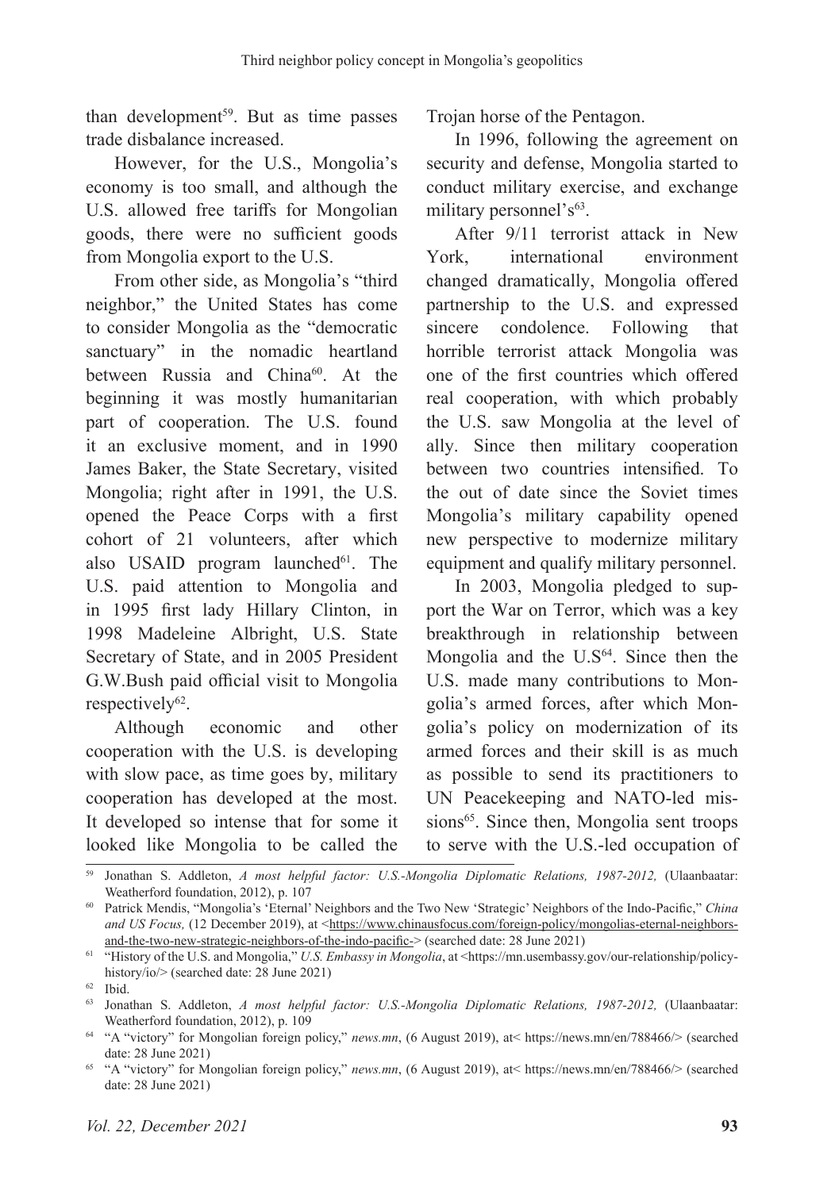than development[59]. But as time passes trade disbalance increased.

However, for the U.S., Mongolia's economy is too small, and although the U.S. allowed free tariffs for Mongolian goods, there were no sufficient goods from Mongolia export to the U.S.

From other side, as Mongolia's "third neighbor," the United States has come to consider Mongolia as the "democratic sanctuary" in the nomadic heartland between Russia and China[60]. At the beginning it was mostly humanitarian part of cooperation. The U.S. found it an exclusive moment, and in 1990 James Baker, the State Secretary, visited Mongolia; right after in 1991, the U.S. opened the Peace Corps with a first cohort of 21 volunteers, after which also USAID program launched[61]. The U.S. paid attention to Mongolia and in 1995 first lady Hillary Clinton, in 1998 Madeleine Albright, U.S. State Secretary of State, and in 2005 President G.W.Bush paid official visit to Mongolia respectively[62].

Although economic and other cooperation with the U.S. is developing with slow pace, as time goes by, military cooperation has developed at the most. It developed so intense that for some it looked like Mongolia to be called the Trojan horse of the Pentagon.

In 1996, following the agreement on security and defense, Mongolia started to conduct military exercise, and exchange military personnel's[63].

After 9/11 terrorist attack in New York, international environment changed dramatically, Mongolia offered partnership to the U.S. and expressed sincere condolence. Following that horrible terrorist attack Mongolia was one of the first countries which offered real cooperation, with which probably the U.S. saw Mongolia at the level of ally. Since then military cooperation between two countries intensified. To the out of date since the Soviet times Mongolia's military capability opened new perspective to modernize military equipment and qualify military personnel.

In 2003, Mongolia pledged to support the War on Terror, which was a key breakthrough in relationship between Mongolia and the U.S[64]. Since then the U.S. made many contributions to Mongolia's armed forces, after which Mongolia's policy on modernization of its armed forces and their skill is as much as possible to send its practitioners to UN Peacekeeping and NATO-led missions[65]. Since then, Mongolia sent troops to serve with the U.S.-led occupation of

---

[59] Jonathan S. Addleton, *A most helpful factor: U.S.-Mongolia Diplomatic Relations, 1987-2012,* (Ulaanbaatar: Weatherford foundation, 2012), p. 107

[60] Patrick Mendis, "Mongolia's 'Eternal' Neighbors and the Two New 'Strategic' Neighbors of the Indo-Pacific," *China and US Focus,* (12 December 2019), at <https://www.chinausfocus.com/foreign-policy/mongolias-eternal-neighbors-and-the-two-new-strategic-neighbors-of-the-indo-pacific-> (searched date: 28 June 2021)

[61] "History of the U.S. and Mongolia," *U.S. Embassy in Mongolia*, at <https://mn.usembassy.gov/our-relationship/policy-history/io/> (searched date: 28 June 2021)

[62] Ibid.

[63] Jonathan S. Addleton, *A most helpful factor: U.S.-Mongolia Diplomatic Relations, 1987-2012,* (Ulaanbaatar: Weatherford foundation, 2012), p. 109

[64] "A "victory" for Mongolian foreign policy," *news.mn*, (6 August 2019), at< https://news.mn/en/788466/> (searched date: 28 June 2021)

[65] "A "victory" for Mongolian foreign policy," *news.mn*, (6 August 2019), at< https://news.mn/en/788466/> (searched date: 28 June 2021)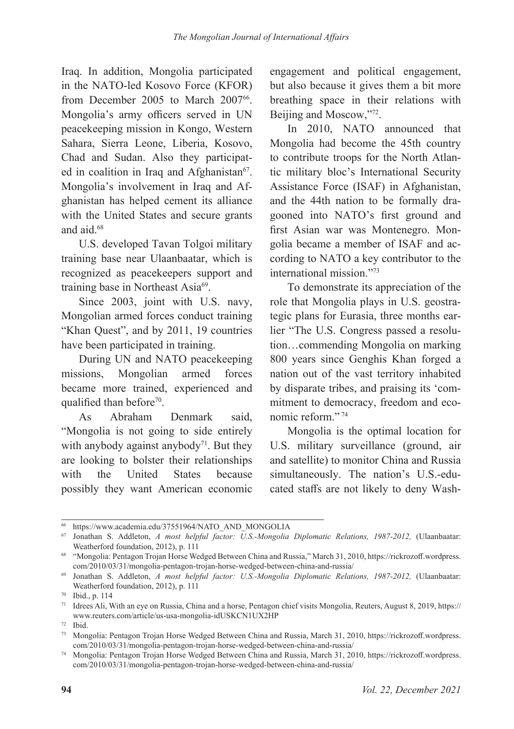Iraq. In addition, Mongolia participated in the NATO-led Kosovo Force (KFOR) from December 2005 to March 2007[66]. Mongolia's army officers served in UN peacekeeping mission in Kongo, Western Sahara, Sierra Leone, Liberia, Kosovo, Chad and Sudan. Also they participated in coalition in Iraq and Afghanistan[67]. Mongolia's involvement in Iraq and Afghanistan has helped cement its alliance with the United States and secure grants and aid.[68]

U.S. developed Tavan Tolgoi military training base near Ulaanbaatar, which is recognized as peacekeepers support and training base in Northeast Asia[69].

Since 2003, joint with U.S. navy, Mongolian armed forces conduct training "Khan Quest", and by 2011, 19 countries have been participated in training.

During UN and NATO peacekeeping missions, Mongolian armed forces became more trained, experienced and qualified than before[70].

As Abraham Denmark said, "Mongolia is not going to side entirely with anybody against anybody[71]. But they are looking to bolster their relationships with the United States because possibly they want American economic engagement and political engagement, but also because it gives them a bit more breathing space in their relations with Beijing and Moscow,"[72].

In 2010, NATO announced that Mongolia had become the 45th country to contribute troops for the North Atlantic military bloc's International Security Assistance Force (ISAF) in Afghanistan, and the 44th nation to be formally dragooned into NATO's first ground and first Asian war was Montenegro. Mongolia became a member of ISAF and according to NATO a key contributor to the international mission."[73]

To demonstrate its appreciation of the role that Mongolia plays in U.S. geostrategic plans for Eurasia, three months earlier "The U.S. Congress passed a resolution…commending Mongolia on marking 800 years since Genghis Khan forged a nation out of the vast territory inhabited by disparate tribes, and praising its 'commitment to democracy, freedom and economic reform." [74]

Mongolia is the optimal location for U.S. military surveillance (ground, air and satellite) to monitor China and Russia simultaneously. The nation's U.S.-educated staffs are not likely to deny Wash-

---

[66] https://www.academia.edu/37551964/NATO_AND_MONGOLIA

[67] Jonathan S. Addleton, *A most helpful factor: U.S.-Mongolia Diplomatic Relations, 1987-2012,* (Ulaanbaatar: Weatherford foundation, 2012), p. 111

[68] "Mongolia: Pentagon Trojan Horse Wedged Between China and Russia," March 31, 2010, https://rickrozoff.wordpress.com/2010/03/31/mongolia-pentagon-trojan-horse-wedged-between-china-and-russia/

[69] Jonathan S. Addleton, *A most helpful factor: U.S.-Mongolia Diplomatic Relations, 1987-2012,* (Ulaanbaatar: Weatherford foundation, 2012), p. 111

[70] Ibid., p. 114

[71] Idrees Ali, With an eye on Russia, China and a horse, Pentagon chief visits Mongolia, Reuters, August 8, 2019, https://www.reuters.com/article/us-usa-mongolia-idUSKCN1UX2HP

[72] Ibid.

[73] Mongolia: Pentagon Trojan Horse Wedged Between China and Russia, March 31, 2010, https://rickrozoff.wordpress.com/2010/03/31/mongolia-pentagon-trojan-horse-wedged-between-china-and-russia/

[74] Mongolia: Pentagon Trojan Horse Wedged Between China and Russia, March 31, 2010, https://rickrozoff.wordpress.com/2010/03/31/mongolia-pentagon-trojan-horse-wedged-between-china-and-russia/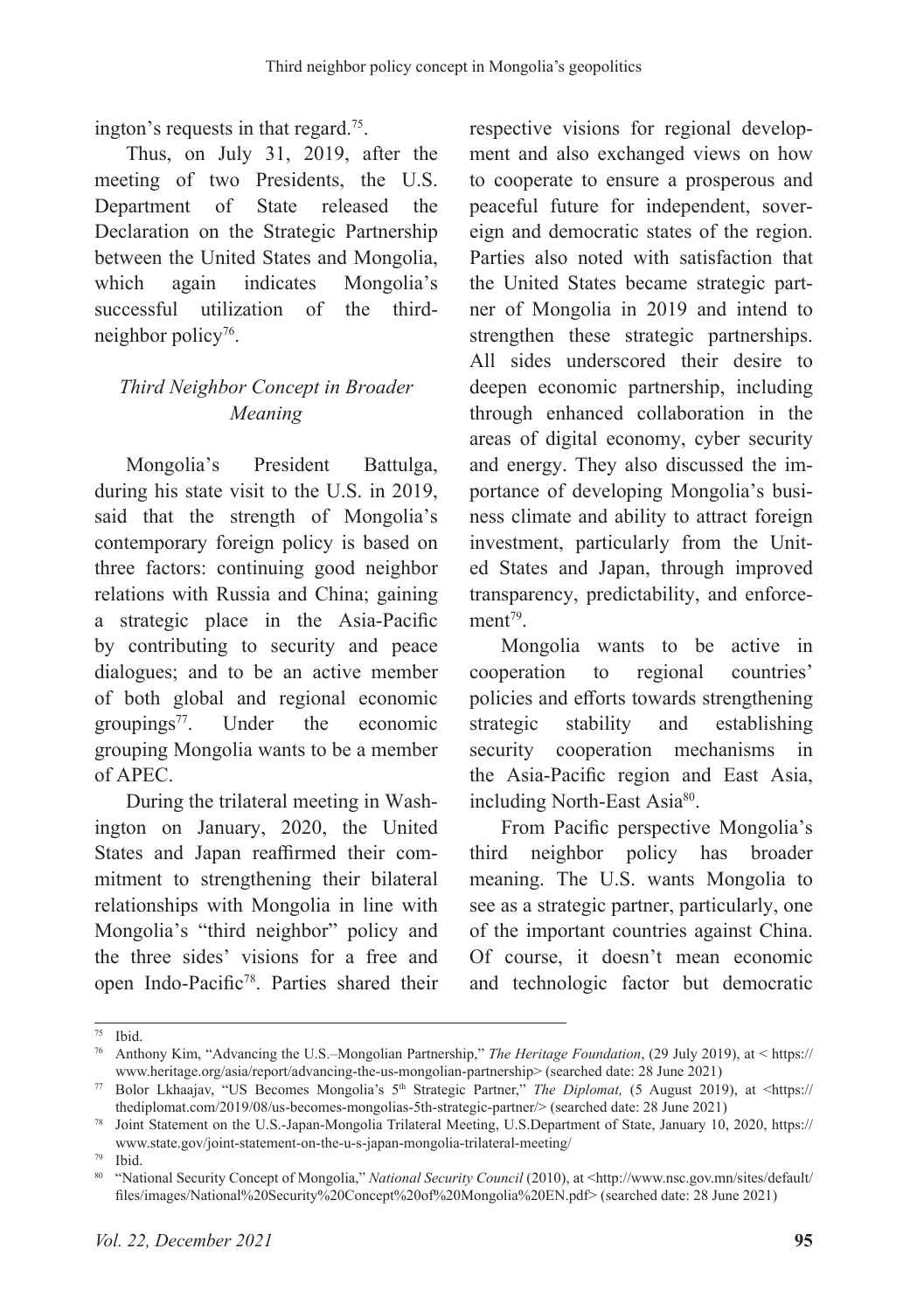ington's requests in that regard.[75].

Thus, on July 31, 2019, after the meeting of two Presidents, the U.S. Department of State released the Declaration on the Strategic Partnership between the United States and Mongolia, which again indicates Mongolia's successful utilization of the third-neighbor policy[76].

### *Third Neighbor Concept in Broader Meaning*

Mongolia's President Battulga, during his state visit to the U.S. in 2019, said that the strength of Mongolia's contemporary foreign policy is based on three factors: continuing good neighbor relations with Russia and China; gaining a strategic place in the Asia-Pacific by contributing to security and peace dialogues; and to be an active member of both global and regional economic groupings[77]. Under the economic grouping Mongolia wants to be a member of APEC.

During the trilateral meeting in Washington on January, 2020, the United States and Japan reaffirmed their commitment to strengthening their bilateral relationships with Mongolia in line with Mongolia's "third neighbor" policy and the three sides' visions for a free and open Indo-Pacific[78]. Parties shared their respective visions for regional development and also exchanged views on how to cooperate to ensure a prosperous and peaceful future for independent, sovereign and democratic states of the region. Parties also noted with satisfaction that the United States became strategic partner of Mongolia in 2019 and intend to strengthen these strategic partnerships. All sides underscored their desire to deepen economic partnership, including through enhanced collaboration in the areas of digital economy, cyber security and energy. They also discussed the importance of developing Mongolia's business climate and ability to attract foreign investment, particularly from the United States and Japan, through improved transparency, predictability, and enforcement[79].

Mongolia wants to be active in cooperation to regional countries' policies and efforts towards strengthening strategic stability and establishing security cooperation mechanisms in the Asia-Pacific region and East Asia, including North-East Asia[80].

From Pacific perspective Mongolia's third neighbor policy has broader meaning. The U.S. wants Mongolia to see as a strategic partner, particularly, one of the important countries against China. Of course, it doesn't mean economic and technologic factor but democratic

---

[75] Ibid.

[76] Anthony Kim, "Advancing the U.S.–Mongolian Partnership," *The Heritage Foundation*, (29 July 2019), at < https://www.heritage.org/asia/report/advancing-the-us-mongolian-partnership> (searched date: 28 June 2021)

[77] Bolor Lkhaajav, "US Becomes Mongolia's 5th Strategic Partner," *The Diplomat,* (5 August 2019), at <https://thediplomat.com/2019/08/us-becomes-mongolias-5th-strategic-partner/> (searched date: 28 June 2021)

[78] Joint Statement on the U.S.-Japan-Mongolia Trilateral Meeting, U.S.Department of State, January 10, 2020, https://www.state.gov/joint-statement-on-the-u-s-japan-mongolia-trilateral-meeting/

[79] Ibid.

[80] "National Security Concept of Mongolia," *National Security Council* (2010), at <http://www.nsc.gov.mn/sites/default/files/images/National%20Security%20Concept%20of%20Mongolia%20EN.pdf> (searched date: 28 June 2021)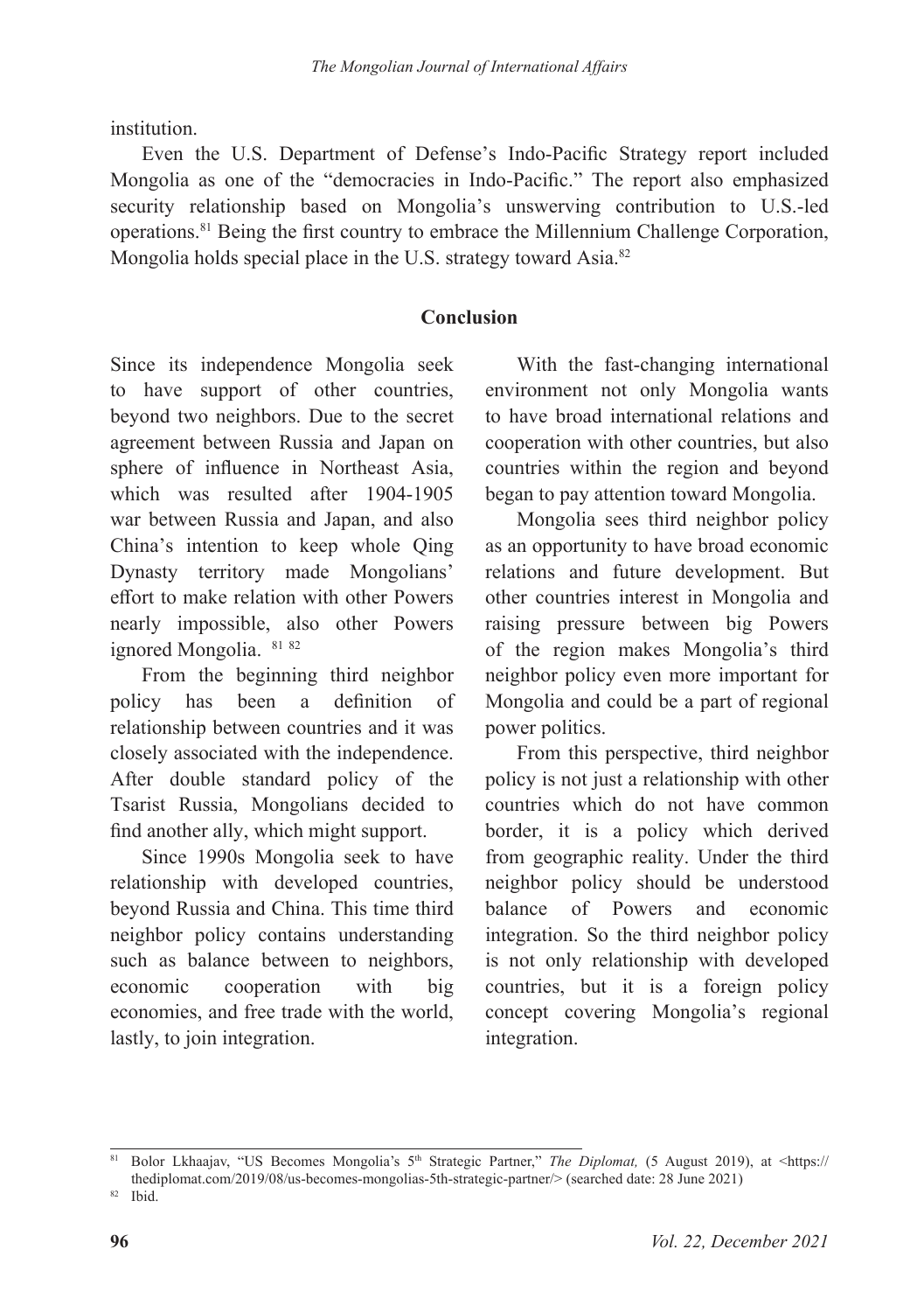institution.

Even the U.S. Department of Defense's Indo-Pacific Strategy report included Mongolia as one of the "democracies in Indo-Pacific." The report also emphasized security relationship based on Mongolia's unswerving contribution to U.S.-led operations.[81] Being the first country to embrace the Millennium Challenge Corporation, Mongolia holds special place in the U.S. strategy toward Asia.[82]

## Conclusion

Since its independence Mongolia seek to have support of other countries, beyond two neighbors. Due to the secret agreement between Russia and Japan on sphere of influence in Northeast Asia, which was resulted after 1904-1905 war between Russia and Japan, and also China's intention to keep whole Qing Dynasty territory made Mongolians' effort to make relation with other Powers nearly impossible, also other Powers ignored Mongolia. [81] [82]

From the beginning third neighbor policy has been a definition of relationship between countries and it was closely associated with the independence. After double standard policy of the Tsarist Russia, Mongolians decided to find another ally, which might support.

Since 1990s Mongolia seek to have relationship with developed countries, beyond Russia and China. This time third neighbor policy contains understanding such as balance between to neighbors, economic cooperation with big economies, and free trade with the world, lastly, to join integration.

With the fast-changing international environment not only Mongolia wants to have broad international relations and cooperation with other countries, but also countries within the region and beyond began to pay attention toward Mongolia.

Mongolia sees third neighbor policy as an opportunity to have broad economic relations and future development. But other countries interest in Mongolia and raising pressure between big Powers of the region makes Mongolia's third neighbor policy even more important for Mongolia and could be a part of regional power politics.

From this perspective, third neighbor policy is not just a relationship with other countries which do not have common border, it is a policy which derived from geographic reality. Under the third neighbor policy should be understood balance of Powers and economic integration. So the third neighbor policy is not only relationship with developed countries, but it is a foreign policy concept covering Mongolia's regional integration.

---

[81] Bolor Lkhaajav, "US Becomes Mongolia's 5th Strategic Partner," *The Diplomat,* (5 August 2019), at <https://thediplomat.com/2019/08/us-becomes-mongolias-5th-strategic-partner/> (searched date: 28 June 2021)

[82] Ibid.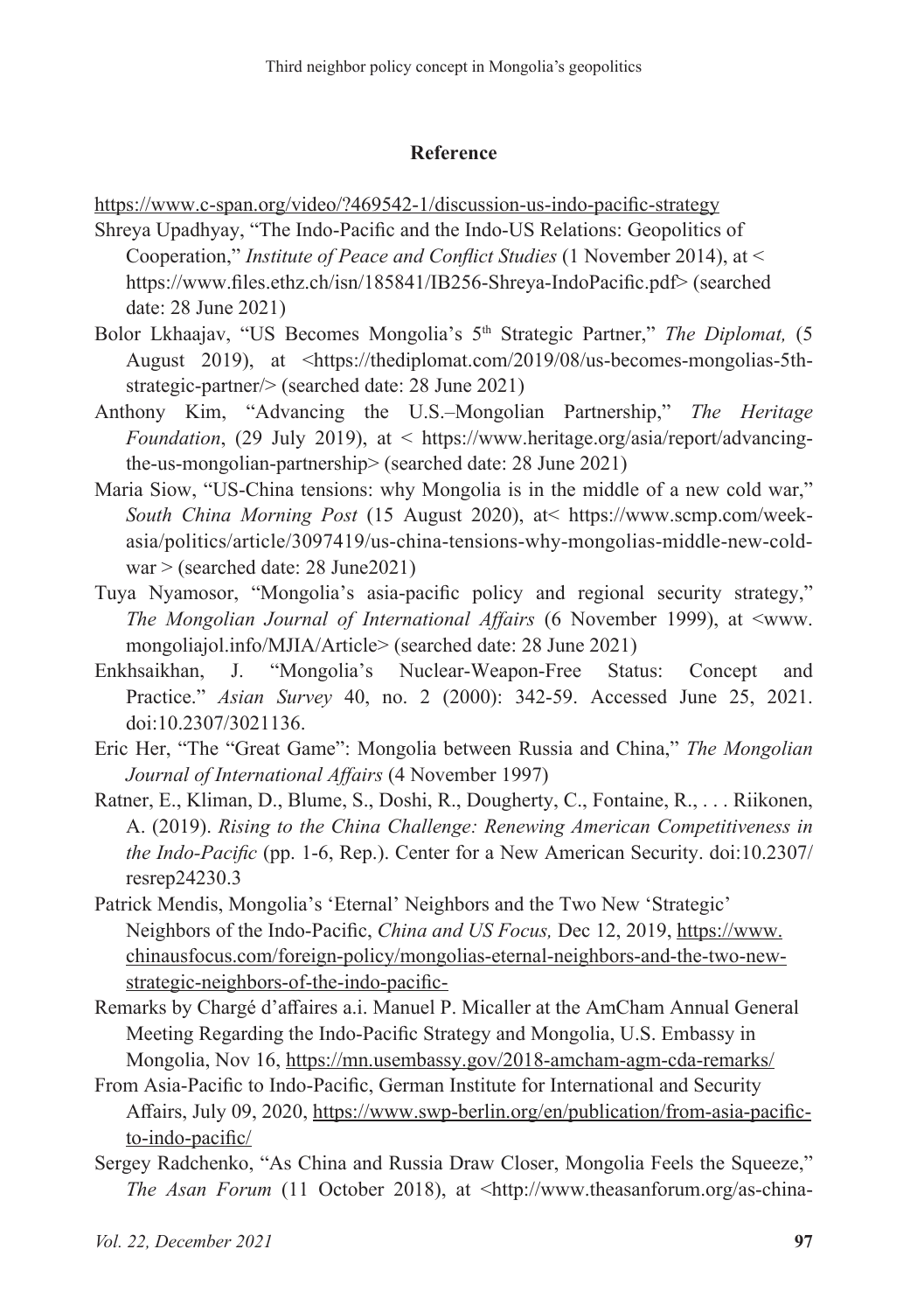## Reference

https://www.c-span.org/video/?469542-1/discussion-us-indo-pacific-strategy

Shreya Upadhyay, "The Indo-Pacific and the Indo-US Relations: Geopolitics of Cooperation," *Institute of Peace and Conflict Studies* (1 November 2014), at < https://www.files.ethz.ch/isn/185841/IB256-Shreya-IndoPacific.pdf> (searched date: 28 June 2021)

Bolor Lkhaajav, "US Becomes Mongolia's 5th Strategic Partner," *The Diplomat,* (5 August 2019), at <https://thediplomat.com/2019/08/us-becomes-mongolias-5th-strategic-partner/> (searched date: 28 June 2021)

Anthony Kim, "Advancing the U.S.–Mongolian Partnership," *The Heritage Foundation*, (29 July 2019), at < https://www.heritage.org/asia/report/advancing-the-us-mongolian-partnership> (searched date: 28 June 2021)

Maria Siow, "US-China tensions: why Mongolia is in the middle of a new cold war," *South China Morning Post* (15 August 2020), at< https://www.scmp.com/week-asia/politics/article/3097419/us-china-tensions-why-mongolias-middle-new-cold-war > (searched date: 28 June2021)

Tuya Nyamosor, "Mongolia's asia-pacific policy and regional security strategy," *The Mongolian Journal of International Affairs* (6 November 1999), at <www.mongoliajol.info/MJIA/Article> (searched date: 28 June 2021)

Enkhsaikhan, J. "Mongolia's Nuclear-Weapon-Free Status: Concept and Practice." *Asian Survey* 40, no. 2 (2000): 342-59. Accessed June 25, 2021. doi:10.2307/3021136.

Eric Her, "The "Great Game": Mongolia between Russia and China," *The Mongolian Journal of International Affairs* (4 November 1997)

Ratner, E., Kliman, D., Blume, S., Doshi, R., Dougherty, C., Fontaine, R., . . . Riikonen, A. (2019). *Rising to the China Challenge: Renewing American Competitiveness in the Indo-Pacific* (pp. 1-6, Rep.). Center for a New American Security. doi:10.2307/resrep24230.3

Patrick Mendis, Mongolia's 'Eternal' Neighbors and the Two New 'Strategic' Neighbors of the Indo-Pacific, *China and US Focus,* Dec 12, 2019, https://www.chinausfocus.com/foreign-policy/mongolias-eternal-neighbors-and-the-two-new-strategic-neighbors-of-the-indo-pacific-

Remarks by Chargé d'affaires a.i. Manuel P. Micaller at the AmCham Annual General Meeting Regarding the Indo-Pacific Strategy and Mongolia, U.S. Embassy in Mongolia, Nov 16, https://mn.usembassy.gov/2018-amcham-agm-cda-remarks/

From Asia-Pacific to Indo-Pacific, German Institute for International and Security Affairs, July 09, 2020, https://www.swp-berlin.org/en/publication/from-asia-pacific-to-indo-pacific/

Sergey Radchenko, "As China and Russia Draw Closer, Mongolia Feels the Squeeze," *The Asan Forum* (11 October 2018), at <http://www.theasanforum.org/as-china-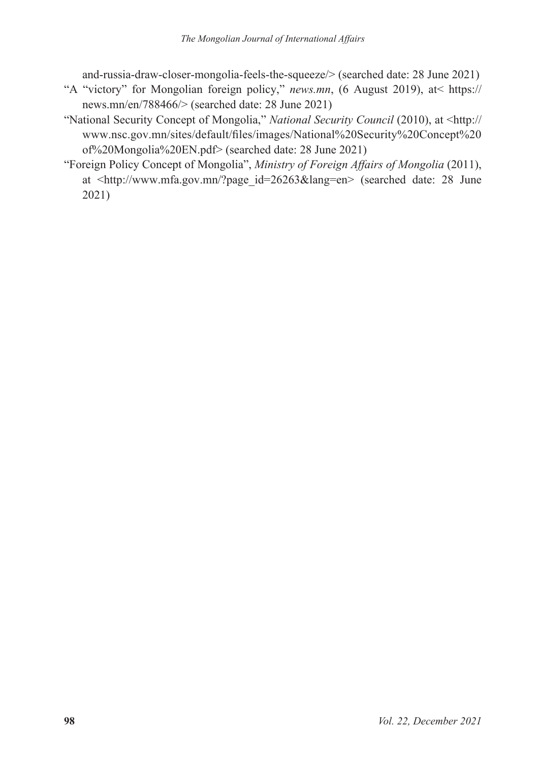and-russia-draw-closer-mongolia-feels-the-squeeze/> (searched date: 28 June 2021)

"A "victory" for Mongolian foreign policy," *news.mn*, (6 August 2019), at< https://news.mn/en/788466/> (searched date: 28 June 2021)

"National Security Concept of Mongolia," *National Security Council* (2010), at <http://www.nsc.gov.mn/sites/default/files/images/National%20Security%20Concept%20of%20Mongolia%20EN.pdf> (searched date: 28 June 2021)

"Foreign Policy Concept of Mongolia", *Ministry of Foreign Affairs of Mongolia* (2011), at <http://www.mfa.gov.mn/?page_id=26263&lang=en> (searched date: 28 June 2021)